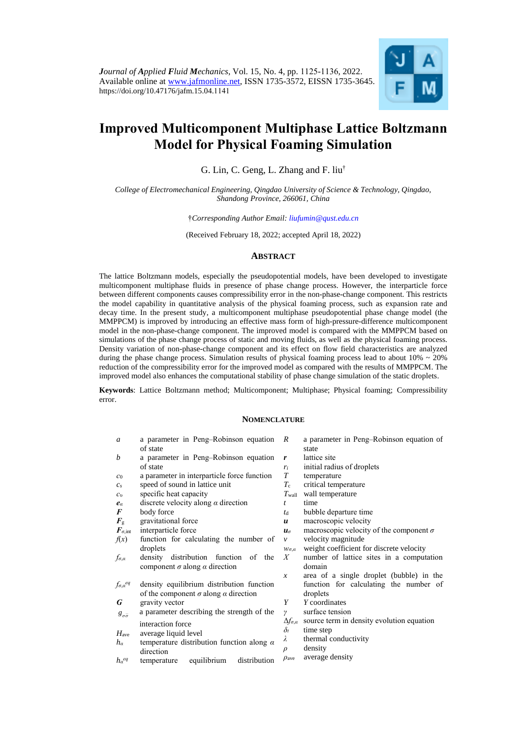*Journal of Applied Fluid Mechanics*, Vol. 15, No. 4, pp. 1125-1136, 2022.
Available online at www.jafmonline.net, ISSN 1735-3572, EISSN 1735-3645.
https://doi.org/10.47176/jafm.15.04.1141

# Improved Multicomponent Multiphase Lattice Boltzmann Model for Physical Foaming Simulation

G. Lin, C. Geng, L. Zhang and F. liu†

*College of Electromechanical Engineering, Qingdao University of Science & Technology, Qingdao, Shandong Province, 266061, China*

†*Corresponding Author Email: liufumin@qust.edu.cn*

(Received February 18, 2022; accepted April 18, 2022)

## ABSTRACT

The lattice Boltzmann models, especially the pseudopotential models, have been developed to investigate multicomponent multiphase fluids in presence of phase change process. However, the interparticle force between different components causes compressibility error in the non-phase-change component. This restricts the model capability in quantitative analysis of the physical foaming process, such as expansion rate and decay time. In the present study, a multicomponent multiphase pseudopotential phase change model (the MMPPCM) is improved by introducing an effective mass form of high-pressure-difference multicomponent model in the non-phase-change component. The improved model is compared with the MMPPCM based on simulations of the phase change process of static and moving fluids, as well as the physical foaming process. Density variation of non-phase-change component and its effect on flow field characteristics are analyzed during the phase change process. Simulation results of physical foaming process lead to about 10% ~ 20% reduction of the compressibility error for the improved model as compared with the results of MMPPCM. The improved model also enhances the computational stability of phase change simulation of the static droplets.

**Keywords**: Lattice Boltzmann method; Multicomponent; Multiphase; Physical foaming; Compressibility error.

## NOMENCLATURE

| | | | |
|---|---|---|---|
| $a$ | a parameter in Peng–Robinson equation of state | $R$ | a parameter in Peng–Robinson equation of state |
| $b$ | a parameter in Peng–Robinson equation of state | $\boldsymbol{r}$ | lattice site |
| $c_0$ | a parameter in interparticle force function | $r_i$ | initial radius of droplets |
| $c_s$ | speed of sound in lattice unit | $T$ | temperature |
| $c_v$ | specific heat capacity | $T_c$ | critical temperature |
| $\boldsymbol{e}_\alpha$ | discrete velocity along $\alpha$ direction | $T_{wall}$ | wall temperature |
| $\boldsymbol{F}$ | body force | $t$ | time |
| $\boldsymbol{F}_g$ | gravitational force | $t_d$ | bubble departure time |
| $\boldsymbol{F}_{\sigma,int}$ | interparticle force | $\boldsymbol{u}$ | macroscopic velocity |
| $f(x)$ | function for calculating the number of droplets | $\boldsymbol{u}_\sigma$ | macroscopic velocity of the component $\sigma$ |
| $f_{\sigma,\alpha}$ | density distribution function of the component $\sigma$ along $\alpha$ direction | $v$ | velocity magnitude |
| | | $w_{\sigma,\alpha}$ | weight coefficient for discrete velocity |
| $f_{\sigma,\alpha}^{eq}$ | density equilibrium distribution function of the component $\sigma$ along $\alpha$ direction | $X$ | number of lattice sites in a computation domain |
| | | $x$ | area of a single droplet (bubble) in the function for calculating the number of droplets |
| $\boldsymbol{G}$ | gravity vector | $Y$ | $Y$ coordinates |
| $g_{\sigma\bar{\sigma}}$ | a parameter describing the strength of the interaction force | $\gamma$ | surface tension |
| | | $\Delta f_{\sigma,\alpha}$ | source term in density evolution equation |
| $H_{ave}$ | average liquid level | $\delta_t$ | time step |
| $h_\alpha$ | temperature distribution function along $\alpha$ direction | $\lambda$ | thermal conductivity |
| | | $\rho$ | density |
| $h_\alpha^{eq}$ | temperature equilibrium distribution | $\rho_{ave}$ | average density |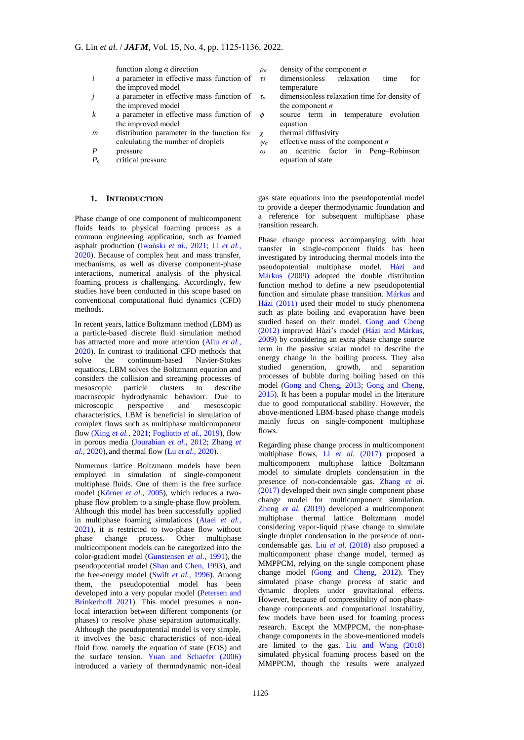| | |
|---|---|
| | function along $\alpha$ direction |
| $i$ | a parameter in effective mass function of the improved model |
| $j$ | a parameter in effective mass function of the improved model |
| $k$ | a parameter in effective mass function of the improved model |
| $m$ | distribution parameter in the function for calculating the number of droplets |
| $P$ | pressure |
| $P_c$ | critical pressure |
| $\rho_\sigma$ | density of the component $\sigma$ |
| $\tau_T$ | dimensionless relaxation time for temperature |
| $\tau_\sigma$ | dimensionless relaxation time for density of the component $\sigma$ |
| $\phi$ | source term in temperature evolution equation |
| $\chi$ | thermal diffusivity |
| $\psi_\sigma$ | effective mass of the component $\sigma$ |
| $\omega$ | an acentric factor in Peng–Robinson equation of state |

## 1. INTRODUCTION

Phase change of one component of multicomponent fluids leads to physical foaming process as a common engineering application, such as foamed asphalt production (Iwański *et al.*, 2021; Li *et al.*, 2020). Because of complex heat and mass transfer, mechanisms, as well as diverse component-phase interactions, numerical analysis of the physical foaming process is challenging. Accordingly, few studies have been conducted in this scope based on conventional computational fluid dynamics (CFD) methods.

In recent years, lattice Boltzmann method (LBM) as a particle-based discrete fluid simulation method has attracted more and more attention (Aliu *et al.*, 2020). In contrast to traditional CFD methods that solve the continuum-based Navier-Stokes equations, LBM solves the Boltzmann equation and considers the collision and streaming processes of mesoscopic particle clusters to describe macroscopic hydrodynamic behaviorr. Due to microscopic perspective and mesoscopic characteristics, LBM is beneficial in simulation of complex flows such as multiphase multicomponent flow (Xing *et al.*, 2021; Fogliatto *et al.*, 2019), flow in porous media (Jourabian *et al.*, 2012; Zhang *et al.*, 2020), and thermal flow (Lu *et al.*, 2020).

Numerous lattice Boltzmann models have been employed in simulation of single-component multiphase fluids. One of them is the free surface model (Körner *et al.*, 2005), which reduces a two-phase flow problem to a single-phase flow problem. Although this model has been successfully applied in multiphase foaming simulations (Ataei *et al.*, 2021), it is restricted to two-phase flow without phase change process. Other multiphase multicomponent models can be categorized into the color-gradient model (Gunstensen *et al.*, 1991), the pseudopotential model (Shan and Chen, 1993), and the free-energy model (Swift *et al.*, 1996). Among them, the pseudopotential model has been developed into a very popular model (Petersen and Brinkerhoff 2021). This model presumes a non-local interaction between different components (or phases) to resolve phase separation automatically. Although the pseudopotential model is very simple, it involves the basic characteristics of non-ideal fluid flow, namely the equation of state (EOS) and the surface tension. Yuan and Schaefer (2006) introduced a variety of thermodynamic non-ideal gas state equations into the pseudopotential model to provide a deeper thermodynamic foundation and a reference for subsequent multiphase phase transition research.

Phase change process accompanying with heat transfer in single-component fluids has been investigated by introducing thermal models into the pseudopotential multiphase model. Házi and Márkus (2009) adopted the double distribution function method to define a new pseudopotential function and simulate phase transition. Márkus and Házi (2011) used their model to study phenomena such as plate boiling and evaporation have been studied based on their model. Gong and Cheng (2012) improved Házi's model (Házi and Márkus, 2009) by considering an extra phase change source term in the passive scalar model to describe the energy change in the boiling process. They also studied generation, growth, and separation processes of bubble during boiling based on this model (Gong and Cheng, 2013; Gong and Cheng, 2015). It has been a popular model in the literature due to good computational stability. However, the above-mentioned LBM-based phase change models mainly focus on single-component multiphase flows.

Regarding phase change process in multicomponent multiphase flows, Li *et al.* (2017) proposed a multicomponent multiphase lattice Boltzmann model to simulate droplets condensation in the presence of non-condensable gas. Zhang *et al.* (2017) developed their own single component phase change model for multicomponent simulation. Zheng *et al.* (2019) developed a multicomponent multiphase thermal lattice Boltzmann model considering vapor-liquid phase change to simulate single droplet condensation in the presence of non-condensable gas. Liu *et al.* (2018) also proposed a multicomponent phase change model, termed as MMPPCM, relying on the single component phase change model (Gong and Cheng, 2012). They simulated phase change process of static and dynamic droplets under gravitational effects. However, because of compressibility of non-phase-change components and computational instability, few models have been used for foaming process research. Except the MMPPCM, the non-phase-change components in the above-mentioned models are limited to the gas. Liu and Wang (2018) simulated physical foaming process based on the MMPPCM, though the results were analyzed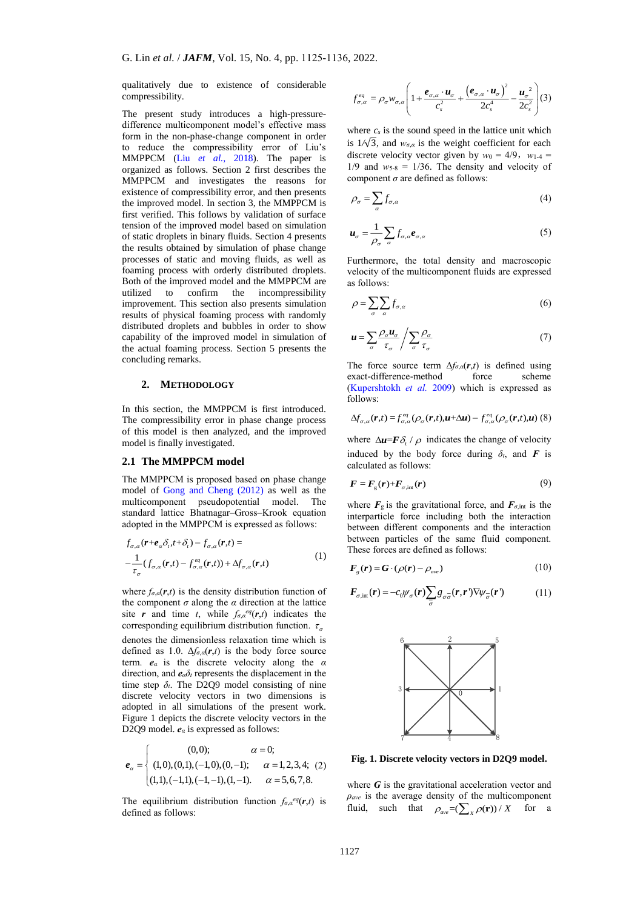qualitatively due to existence of considerable compressibility.

The present study introduces a high-pressure-difference multicomponent model's effective mass form in the non-phase-change component in order to reduce the compressibility error of Liu's MMPPCM (Liu *et al.*, 2018). The paper is organized as follows. Section 2 first describes the MMPPCM and investigates the reasons for existence of compressibility error, and then presents the improved model. In section 3, the MMPPCM is first verified. This follows by validation of surface tension of the improved model based on simulation of static droplets in binary fluids. Section 4 presents the results obtained by simulation of phase change processes of static and moving fluids, as well as foaming process with orderly distributed droplets. Both of the improved model and the MMPPCM are utilized to confirm the incompressibility improvement. This section also presents simulation results of physical foaming process with randomly distributed droplets and bubbles in order to show capability of the improved model in simulation of the actual foaming process. Section 5 presents the concluding remarks.

## 2. METHODOLOGY

In this section, the MMPPCM is first introduced. The compressibility error in phase change process of this model is then analyzed, and the improved model is finally investigated.

### 2.1 The MMPPCM model

The MMPPCM is proposed based on phase change model of Gong and Cheng (2012) as well as the multicomponent pseudopotential model. The standard lattice Bhatnagar–Gross–Krook equation adopted in the MMPPCM is expressed as follows:

$$f_{\sigma,\alpha}(\mathbf{r}+\boldsymbol{e}_{\alpha}\delta_t,t+\delta_t)-f_{\sigma,\alpha}(\mathbf{r},t)=-\frac{1}{\tau_{\sigma}}(f_{\sigma,\alpha}(\mathbf{r},t)-f^{eq}_{\sigma,\alpha}(\mathbf{r},t))+\Delta f_{\sigma,\alpha}(\boldsymbol{r},t) \tag{1}$$

where $f_{\sigma,\alpha}(\boldsymbol{r},t)$ is the density distribution function of the component $\sigma$ along the $\alpha$ direction at the lattice site $\boldsymbol{r}$ and time $t$, while $f_{\sigma,\alpha}{}^{eq}(\boldsymbol{r},t)$ indicates the corresponding equilibrium distribution function. $\tau_{\sigma}$ denotes the dimensionless relaxation time which is defined as 1.0. $\Delta f_{\sigma,\alpha}(\boldsymbol{r},t)$ is the body force source term. $\boldsymbol{e}_{\alpha}$ is the discrete velocity along the $\alpha$ direction, and $\boldsymbol{e}_{\alpha}\delta_t$ represents the displacement in the time step $\delta_t$. The D2Q9 model consisting of nine discrete velocity vectors in two dimensions is adopted in all simulations of the present work. Figure 1 depicts the discrete velocity vectors in the D2Q9 model. $\boldsymbol{e}_{\alpha}$ is expressed as follows:

$$\boldsymbol{e}_{\alpha}=\begin{cases}(0,0); & \alpha=0;\\(1,0),(0,1),(-1,0),(0,-1); & \alpha=1,2,3,4;\\(1,1),(-1,1),(-1,-1),(1,-1). & \alpha=5,6,7,8.\end{cases} \tag{2}$$

The equilibrium distribution function $f_{\sigma,\alpha}{}^{eq}(\boldsymbol{r},t)$ is defined as follows:

$$f^{eq}_{\sigma,\alpha}=\rho_{\sigma}w_{\sigma,\alpha}\left(1+\frac{\boldsymbol{e}_{\sigma,\alpha}\cdot\boldsymbol{u}_{\sigma}}{c_s^2}+\frac{\left(\boldsymbol{e}_{\sigma,\alpha}\cdot\boldsymbol{u}_{\sigma}\right)^2}{2c_s^4}-\frac{\boldsymbol{u}_{\sigma}{}^2}{2c_s^2}\right) \tag{3}$$

where $c_s$ is the sound speed in the lattice unit which is $1/\sqrt{3}$, and $w_{\sigma,\alpha}$ is the weight coefficient for each discrete velocity vector given by $w_0 = 4/9$, $w_{1\text{-}4} = 1/9$ and $w_{5\text{-}8} = 1/36$. The density and velocity of component $\sigma$ are defined as follows:

$$\rho_{\sigma}=\sum_{\alpha}f_{\sigma,\alpha} \tag{4}$$

$$\boldsymbol{u}_{\sigma}=\frac{1}{\rho_{\sigma}}\sum_{\alpha}f_{\sigma,\alpha}\boldsymbol{e}_{\sigma,\alpha} \tag{5}$$

Furthermore, the total density and macroscopic velocity of the multicomponent fluids are expressed as follows:

$$\rho=\sum_{\sigma}\sum_{\alpha}f_{\sigma,\alpha} \tag{6}$$

$$\boldsymbol{u}=\sum_{\sigma}\frac{\rho_{\sigma}\boldsymbol{u}_{\sigma}}{\tau_{\sigma}}\Bigg/\sum_{\sigma}\frac{\rho_{\sigma}}{\tau_{\sigma}} \tag{7}$$

The force source term $\Delta f_{\sigma,\alpha}(\boldsymbol{r},t)$ is defined using exact-difference-method force scheme (Kupershtokh *et al.* 2009) which is expressed as follows:

$$\Delta f_{\sigma,\alpha}(\mathbf{r},t)=f^{eq}_{\sigma,\alpha}(\rho_{\sigma}(\mathbf{r},t),\boldsymbol{u}+\Delta\boldsymbol{u})-f^{eq}_{\sigma,\alpha}(\rho_{\sigma}(\mathbf{r},t),\boldsymbol{u}) \tag{8}$$

where $\Delta\boldsymbol{u}=\boldsymbol{F}\delta_t/\rho$ indicates the change of velocity induced by the body force during $\delta_t$, and $\boldsymbol{F}$ is calculated as follows:

$$\boldsymbol{F}=\boldsymbol{F}_{\text{g}}(\boldsymbol{r})+\boldsymbol{F}_{\sigma,\text{int}}(\boldsymbol{r}) \tag{9}$$

where $\boldsymbol{F}_{\text{g}}$ is the gravitational force, and $\boldsymbol{F}_{\sigma,\text{int}}$ is the interparticle force including both the interaction between different components and the interaction between particles of the same fluid component. These forces are defined as follows:

$$\boldsymbol{F}_g(\boldsymbol{r})=\boldsymbol{G}\cdot(\rho(\boldsymbol{r})-\rho_{ave}) \tag{10}$$

$$\boldsymbol{F}_{\sigma,\text{int}}(\boldsymbol{r})=-c_0\psi_{\sigma}(\boldsymbol{r})\sum_{\bar{\sigma}}g_{\sigma\bar{\sigma}}(\boldsymbol{r},\boldsymbol{r}')\nabla\psi_{\bar{\sigma}}(\boldsymbol{r}') \tag{11}$$

6 2 5
3 0 1
7 4 8

**Fig. 1. Discrete velocity vectors in D2Q9 model.**

where $\boldsymbol{G}$ is the gravitational acceleration vector and $\rho_{ave}$ is the average density of the multicomponent fluid, such that $\rho_{ave}=(\sum_{X}\rho(\mathbf{r}))/X$ for a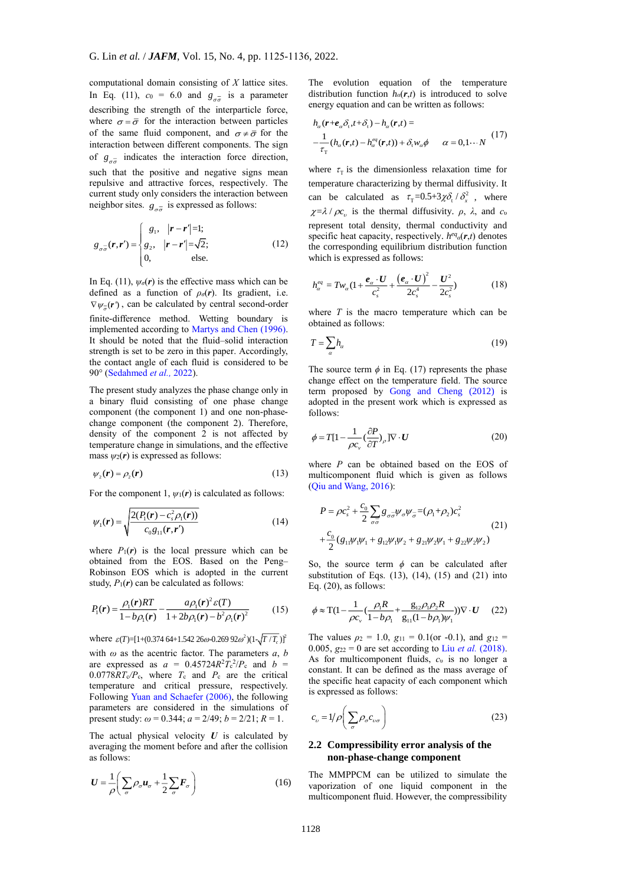computational domain consisting of $X$ lattice sites. In Eq. (11), $c_0$ = 6.0 and $g_{\sigma\bar{\sigma}}$ is a parameter describing the strength of the interparticle force, where $\sigma = \bar{\sigma}$ for the interaction between particles of the same fluid component, and $\sigma \neq \bar{\sigma}$ for the interaction between different components. The sign of $g_{\sigma\bar{\sigma}}$ indicates the interaction force direction, such that the positive and negative signs mean repulsive and attractive forces, respectively. The current study only considers the interaction between neighbor sites. $g_{\sigma\bar{\sigma}}$ is expressed as follows:

$$g_{\sigma\bar{\sigma}}(\boldsymbol{r},\boldsymbol{r}') = \begin{cases} g_1, & |\boldsymbol{r}-\boldsymbol{r}'|=1; \\ g_2, & |\boldsymbol{r}-\boldsymbol{r}'|=\sqrt{2}; \\ 0, & \text{else.} \end{cases} \tag{12}$$

In Eq. (11), $\psi_\sigma(\boldsymbol{r})$ is the effective mass which can be defined as a function of $\rho_\sigma(\boldsymbol{r})$. Its gradient, i.e. $\nabla\psi_{\bar{\sigma}}(\boldsymbol{r}')$, can be calculated by central second-order finite-difference method. Wetting boundary is implemented according to Martys and Chen (1996). It should be noted that the fluid–solid interaction strength is set to be zero in this paper. Accordingly, the contact angle of each fluid is considered to be 90° (Sedahmed *et al.,* 2022).

The present study analyzes the phase change only in a binary fluid consisting of one phase change component (the component 1) and one non-phase-change component (the component 2). Therefore, density of the component 2 is not affected by temperature change in simulations, and the effective mass $\psi_2(\boldsymbol{r})$ is expressed as follows:

$$\psi_2(\boldsymbol{r}) = \rho_2(\boldsymbol{r}) \tag{13}$$

For the component 1, $\psi_1(\boldsymbol{r})$ is calculated as follows:

$$\psi_1(\boldsymbol{r}) = \sqrt{\frac{2(P_1(\boldsymbol{r}) - c_s^2\rho_1(\boldsymbol{r}))}{c_0 g_{11}(\boldsymbol{r},\boldsymbol{r}')}} \tag{14}$$

where $P_1(\boldsymbol{r})$ is the local pressure which can be obtained from the EOS. Based on the Peng–Robinson EOS which is adopted in the current study, $P_1(\boldsymbol{r})$ can be calculated as follows:

$$P_1(\boldsymbol{r}) = \frac{\rho_1(\boldsymbol{r})RT}{1-b\rho_1(\boldsymbol{r})} - \frac{a\rho_1(\boldsymbol{r})^2\varepsilon(T)}{1+2b\rho_1(\boldsymbol{r})-b^2\rho_1(\boldsymbol{r})^2} \tag{15}$$

where $\varepsilon(T)=[1+(0.37464+1.54226\omega-0.26992\omega^2)(1-\sqrt{T/T_c})]^2$ with $\omega$ as the acentric factor. The parameters $a$, $b$ are expressed as $a$ = $0.45724R^2T_c^2/P_c$ and $b$ = $0.0778RT_c/P_c$, where $T_c$ and $P_c$ are the critical temperature and critical pressure, respectively. Following Yuan and Schaefer (2006), the following parameters are considered in the simulations of present study: $\omega$ = 0.344; $a$ = 2/49; $b$ = 2/21; $R$ = 1.

The actual physical velocity $\boldsymbol{U}$ is calculated by averaging the moment before and after the collision as follows:

$$\boldsymbol{U} = \frac{1}{\rho}\left(\sum_\sigma \rho_\sigma \boldsymbol{u}_\sigma + \frac{1}{2}\sum_\sigma \boldsymbol{F}_\sigma\right) \tag{16}$$

The evolution equation of the temperature distribution function $h_\alpha(\boldsymbol{r},t)$ is introduced to solve energy equation and can be written as follows:

$$h_\alpha(\boldsymbol{r}+\boldsymbol{e}_\alpha\delta_t, t+\delta_t) - h_\alpha(\boldsymbol{r},t) = -\frac{1}{\tau_T}(h_\alpha(\boldsymbol{r},t) - h_\alpha^{eq}(\boldsymbol{r},t)) + \delta_t w_\alpha \phi \qquad \alpha = 0,1\cdots N \tag{17}$$

where $\tau_T$ is the dimensionless relaxation time for temperature characterizing by thermal diffusivity. It can be calculated as $\tau_T = 0.5 + 3\chi\delta_t/\delta_x^2$, where $\chi = \lambda/\rho c_v$ is the thermal diffusivity. $\rho$, $\lambda$, and $c_v$ represent total density, thermal conductivity and specific heat capacity, respectively. $h^{eq}_\alpha(\boldsymbol{r},t)$ denotes the corresponding equilibrium distribution function which is expressed as follows:

$$h_\alpha^{eq} = Tw_\alpha\left(1 + \frac{\boldsymbol{e}_\alpha\cdot\boldsymbol{U}}{c_s^2} + \frac{(\boldsymbol{e}_\alpha\cdot\boldsymbol{U})^2}{2c_s^4} - \frac{\boldsymbol{U}^2}{2c_s^2}\right) \tag{18}$$

where $T$ is the macro temperature which can be obtained as follows:

$$T = \sum_\alpha h_\alpha \tag{19}$$

The source term $\phi$ in Eq. (17) represents the phase change effect on the temperature field. The source term proposed by Gong and Cheng (2012) is adopted in the present work which is expressed as follows:

$$\phi = T\left[1 - \frac{1}{\rho c_v}\left(\frac{\partial P}{\partial T}\right)_\rho\right]\nabla\cdot\boldsymbol{U} \tag{20}$$

where $P$ can be obtained based on the EOS of multicomponent fluid which is given as follows (Qiu and Wang, 2016):

$$P = \rho c_s^2 + \frac{c_0}{2}\sum_{\sigma\bar{\sigma}} g_{\sigma\bar{\sigma}}\psi_\sigma\psi_{\bar{\sigma}} = (\rho_1+\rho_2)c_s^2 + \frac{c_0}{2}(g_{11}\psi_1\psi_1 + g_{12}\psi_1\psi_2 + g_{21}\psi_2\psi_1 + g_{22}\psi_2\psi_2) \tag{21}$$

So, the source term $\phi$ can be calculated after substitution of Eqs. (13), (14), (15) and (21) into Eq. (20), as follows:

$$\phi \approx T\left(1 - \frac{1}{\rho c_v}\left(\frac{\rho_1 R}{1-b\rho_1} + \frac{g_{12}\rho_1\rho_2 R}{g_{11}(1-b\rho_1)\psi_1}\right)\right)\nabla\cdot\boldsymbol{U} \tag{22}$$

The values $\rho_2$ = 1.0, $g_{11}$ = 0.1(or -0.1), and $g_{12}$ = 0.005, $g_{22}$ = 0 are set according to Liu *et al.* (2018). As for multicomponent fluids, $c_v$ is no longer a constant. It can be defined as the mass average of the specific heat capacity of each component which is expressed as follows:

$$c_v = 1/\rho\left(\sum_\sigma \rho_\sigma c_{v\sigma}\right) \tag{23}$$

## 2.2 Compressibility error analysis of the non-phase-change component

The MMPPCM can be utilized to simulate the vaporization of one liquid component in the multicomponent fluid. However, the compressibility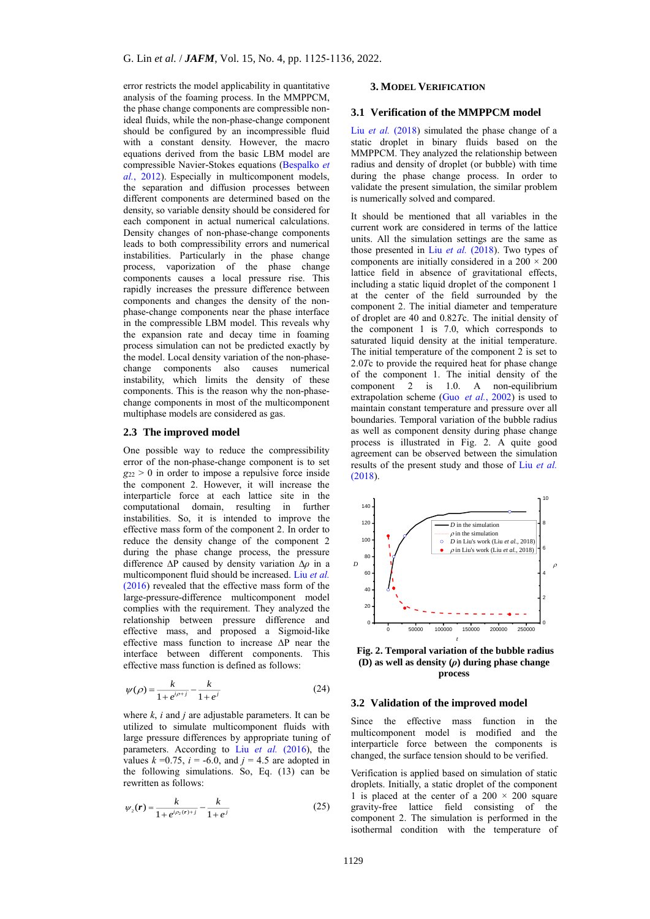error restricts the model applicability in quantitative analysis of the foaming process. In the MMPPCM, the phase change components are compressible non-ideal fluids, while the non-phase-change component should be configured by an incompressible fluid with a constant density. However, the macro equations derived from the basic LBM model are compressible Navier-Stokes equations (Bespalko *et al.*, 2012). Especially in multicomponent models, the separation and diffusion processes between different components are determined based on the density, so variable density should be considered for each component in actual numerical calculations. Density changes of non-phase-change components leads to both compressibility errors and numerical instabilities. Particularly in the phase change process, vaporization of the phase change components causes a local pressure rise. This rapidly increases the pressure difference between components and changes the density of the non-phase-change components near the phase interface in the compressible LBM model. This reveals why the expansion rate and decay time in foaming process simulation can not be predicted exactly by the model. Local density variation of the non-phase-change components also causes numerical instability, which limits the density of these components. This is the reason why the non-phase-change components in most of the multicomponent multiphase models are considered as gas.

### 2.3 The improved model

One possible way to reduce the compressibility error of the non-phase-change component is to set $g_{22} > 0$ in order to impose a repulsive force inside the component 2. However, it will increase the interparticle force at each lattice site in the computational domain, resulting in further instabilities. So, it is intended to improve the effective mass form of the component 2. In order to reduce the density change of the component 2 during the phase change process, the pressure difference $\Delta P$ caused by density variation $\Delta\rho$ in a multicomponent fluid should be increased. Liu *et al.* (2016) revealed that the effective mass form of the large-pressure-difference multicomponent model complies with the requirement. They analyzed the relationship between pressure difference and effective mass, and proposed a Sigmoid-like effective mass function to increase $\Delta P$ near the interface between different components. This effective mass function is defined as follows:

$$\psi(\rho) = \frac{k}{1+e^{i\rho+j}} - \frac{k}{1+e^{j}} \tag{24}$$

where $k$, $i$ and $j$ are adjustable parameters. It can be utilized to simulate multicomponent fluids with large pressure differences by appropriate tuning of parameters. According to Liu *et al.* (2016), the values $k$ =0.75, $i$ = -6.0, and $j$ = 4.5 are adopted in the following simulations. So, Eq. (13) can be rewritten as follows:

$$\psi_2(\mathbf{r}) = \frac{k}{1+e^{i\rho_2(\mathbf{r})+j}} - \frac{k}{1+e^{j}} \tag{25}$$

## 3. Model Verification

### 3.1 Verification of the MMPPCM model

Liu *et al.* (2018) simulated the phase change of a static droplet in binary fluids based on the MMPPCM. They analyzed the relationship between radius and density of droplet (or bubble) with time during the phase change process. In order to validate the present simulation, the similar problem is numerically solved and compared.

It should be mentioned that all variables in the current work are considered in terms of the lattice units. All the simulation settings are the same as those presented in Liu *et al.* (2018). Two types of components are initially considered in a 200 × 200 lattice field in absence of gravitational effects, including a static liquid droplet of the component 1 at the center of the field surrounded by the component 2. The initial diameter and temperature of droplet are 40 and 0.82$T$c. The initial density of the component 1 is 7.0, which corresponds to the saturated liquid density at the initial temperature. The initial temperature of the component 2 is set to 2.0$T$c to provide the required heat for phase change of the component 1. The initial density of the component 2 is 1.0. A non-equilibrium extrapolation scheme (Guo *et al.*, 2002) is used to maintain constant temperature and pressure over all boundaries. Temporal variation of the bubble radius as well as component density during phase change process is illustrated in Fig. 2. A quite good agreement can be observed between the simulation results of the present study and those of Liu *et al.* (2018).

D

ρ

t

0
20
40
60
80
100
120
140

0
2
4
6
8
10

0
50000
100000
150000
200000
250000

D in the simulation
ρ in the simulation
D in Liu's work (Liu et al., 2018)
ρ in Liu's work (Liu et al., 2018)

**Fig. 2. Temporal variation of the bubble radius (D) as well as density (ρ) during phase change process**

### 3.2 Validation of the improved model

Since the effective mass function in the multicomponent model is modified and the interparticle force between the components is changed, the surface tension should to be verified.

Verification is applied based on simulation of static droplets. Initially, a static droplet of the component 1 is placed at the center of a 200 × 200 square gravity-free lattice field consisting of the component 2. The simulation is performed in the isothermal condition with the temperature of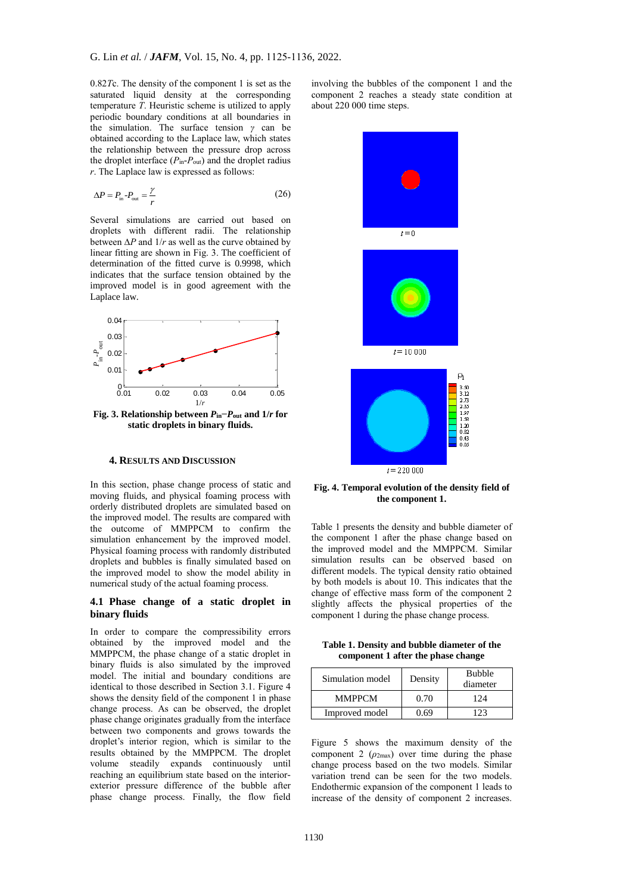0.82$T$c. The density of the component 1 is set as the saturated liquid density at the corresponding temperature $T$. Heuristic scheme is utilized to apply periodic boundary conditions at all boundaries in the simulation. The surface tension $\gamma$ can be obtained according to the Laplace law, which states the relationship between the pressure drop across the droplet interface ($P_{in}$-$P_{out}$) and the droplet radius $r$. The Laplace law is expressed as follows:

$$\Delta P = P_{in} - P_{out} = \frac{\gamma}{r} \tag{26}$$

Several simulations are carried out based on droplets with different radii. The relationship between $\Delta P$ and $1/r$ as well as the curve obtained by linear fitting are shown in Fig. 3. The coefficient of determination of the fitted curve is 0.9998, which indicates that the surface tension obtained by the improved model is in good agreement with the Laplace law.

**Fig. 3. Relationship between $P_{in}$−$P_{out}$ and 1/r for static droplets in binary fluids.**

## 4. Results and Discussion

In this section, phase change process of static and moving fluids, and physical foaming process with orderly distributed droplets are simulated based on the improved model. The results are compared with the outcome of MMPPCM to confirm the simulation enhancement by the improved model. Physical foaming process with randomly distributed droplets and bubbles is finally simulated based on the improved model to show the model ability in numerical study of the actual foaming process.

### 4.1 Phase change of a static droplet in binary fluids

In order to compare the compressibility errors obtained by the improved model and the MMPPCM, the phase change of a static droplet in binary fluids is also simulated by the improved model. The initial and boundary conditions are identical to those described in Section 3.1. Figure 4 shows the density field of the component 1 in phase change process. As can be observed, the droplet phase change originates gradually from the interface between two components and grows towards the droplet's interior region, which is similar to the results obtained by the MMPPCM. The droplet volume steadily expands continuously until reaching an equilibrium state based on the interior-exterior pressure difference of the bubble after phase change process. Finally, the flow field involving the bubbles of the component 1 and the component 2 reaches a steady state condition at about 220 000 time steps.

**Fig. 4. Temporal evolution of the density field of the component 1.**

Table 1 presents the density and bubble diameter of the component 1 after the phase change based on the improved model and the MMPPCM. Similar simulation results can be observed based on different models. The typical density ratio obtained by both models is about 10. This indicates that the change of effective mass form of the component 2 slightly affects the physical properties of the component 1 during the phase change process.

**Table 1. Density and bubble diameter of the component 1 after the phase change**

| Simulation model | Density | Bubble diameter |
|---|---|---|
| MMPPCM | 0.70 | 124 |
| Improved model | 0.69 | 123 |

Figure 5 shows the maximum density of the component 2 ($\rho_{2max}$) over time during the phase change process based on the two models. Similar variation trend can be seen for the two models. Endothermic expansion of the component 1 leads to increase of the density of component 2 increases.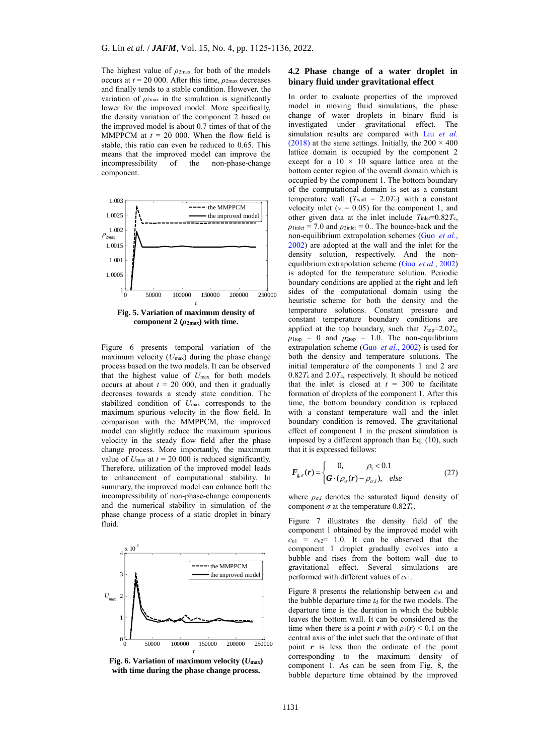The highest value of $\rho_{2max}$ for both of the models occurs at $t$ = 20 000. After this time, $\rho_{2max}$ decreases and finally tends to a stable condition. However, the variation of $\rho_{2max}$ in the simulation is significantly lower for the improved model. More specifically, the density variation of the component 2 based on the improved model is about 0.7 times of that of the MMPPCM at $t$ = 20 000. When the flow field is stable, this ratio can even be reduced to 0.65. This means that the improved model can improve the incompressibility of the non-phase-change component.

1.003
1.0025
1.002
1.0015
1.001
1.0005
1
$\rho_{2max}$
0
50000
100000
150000
200000
250000
$t$
the MMPPCM
the improved model

**Fig. 5. Variation of maximum density of component 2 ($\rho_{2max}$) with time.**

Figure 6 presents temporal variation of the maximum velocity ($U_{max}$) during the phase change process based on the two models. It can be observed that the highest value of $U_{max}$ for both models occurs at about $t$ = 20 000, and then it gradually decreases towards a steady state condition. The stabilized condition of $U_{max}$ corresponds to the maximum spurious velocity in the flow field. In comparison with the MMPPCM, the improved model can slightly reduce the maximum spurious velocity in the steady flow field after the phase change process. More importantly, the maximum value of $U_{max}$ at $t$ = 20 000 is reduced significantly. Therefore, utilization of the improved model leads to enhancement of computational stability. In summary, the improved model can enhance both the incompressibility of non-phase-change components and the numerical stability in simulation of the phase change process of a static droplet in binary fluid.

x $10^{-3}$
4
3
2
1
0
$U_{max}$
0
50000
100000
150000
200000
250000
$t$
the MMPPCM
the improved model

**Fig. 6. Variation of maximum velocity ($U_{max}$) with time during the phase change process.**

### 4.2 Phase change of a water droplet in binary fluid under gravitational effect

In order to evaluate properties of the improved model in moving fluid simulations, the phase change of water droplets in binary fluid is investigated under gravitational effect. The simulation results are compared with Liu *et al.* (2018) at the same settings. Initially, the 200 × 400 lattice domain is occupied by the component 2 except for a 10 × 10 square lattice area at the bottom center region of the overall domain which is occupied by the component 1. The bottom boundary of the computational domain is set as a constant temperature wall ($T_{wall}$ = 2.0$T_c$) with a constant velocity inlet ($v$ = 0.05) for the component 1, and other given data at the inlet include $T_{inlet}$=0.82$T_c$, $\rho_{1inlet}$ = 7.0 and $\rho_{2inlet}$ = 0.. The bounce-back and the non-equilibrium extrapolation schemes (Guo *et al.*, 2002) are adopted at the wall and the inlet for the density solution, respectively. And the non-equilibrium extrapolation scheme (Guo *et al.*, 2002) is adopted for the temperature solution. Periodic boundary conditions are applied at the right and left sides of the computational domain using the heuristic scheme for both the density and the temperature solutions. Constant pressure and constant temperature boundary conditions are applied at the top boundary, such that $T_{top}$=2.0$T_c$, $\rho_{1top}$ = 0 and $\rho_{2top}$ = 1.0. The non-equilibrium extrapolation scheme (Guo *et al.*, 2002) is used for both the density and temperature solutions. The initial temperature of the components 1 and 2 are 0.82$T_c$ and 2.0$T_c$, respectively. It should be noticed that the inlet is closed at $t$ = 300 to facilitate formation of droplets of the component 1. After this time, the bottom boundary condition is replaced with a constant temperature wall and the inlet boundary condition is removed. The gravitational effect of component 1 in the present simulation is imposed by a different approach than Eq. (10), such that it is expressed follows:

$$\boldsymbol{F}_{g,\sigma}(\boldsymbol{r}) = \begin{cases} 0, & \rho_1 < 0.1 \\ \boldsymbol{G} \cdot (\rho_\sigma(\boldsymbol{r}) - \rho_{\sigma,l}), & else \end{cases} \tag{27}$$

where $\rho_{\sigma,l}$ denotes the saturated liquid density of component $\sigma$ at the temperature 0.82$T_c$.

Figure 7 illustrates the density field of the component 1 obtained by the improved model with $c_{v1}$ = $c_{v2}$= 1.0. It can be observed that the component 1 droplet gradually evolves into a bubble and rises from the bottom wall due to gravitational effect. Several simulations are performed with different values of $c_{v1}$.

Figure 8 presents the relationship between $c_{v1}$ and the bubble departure time $t_d$ for the two models. The departure time is the duration in which the bubble leaves the bottom wall. It can be considered as the time when there is a point $\boldsymbol{r}$ with $\rho_1(\boldsymbol{r})$ < 0.1 on the central axis of the inlet such that the ordinate of that point $\boldsymbol{r}$ is less than the ordinate of the point corresponding to the maximum density of component 1. As can be seen from Fig. 8, the bubble departure time obtained by the improved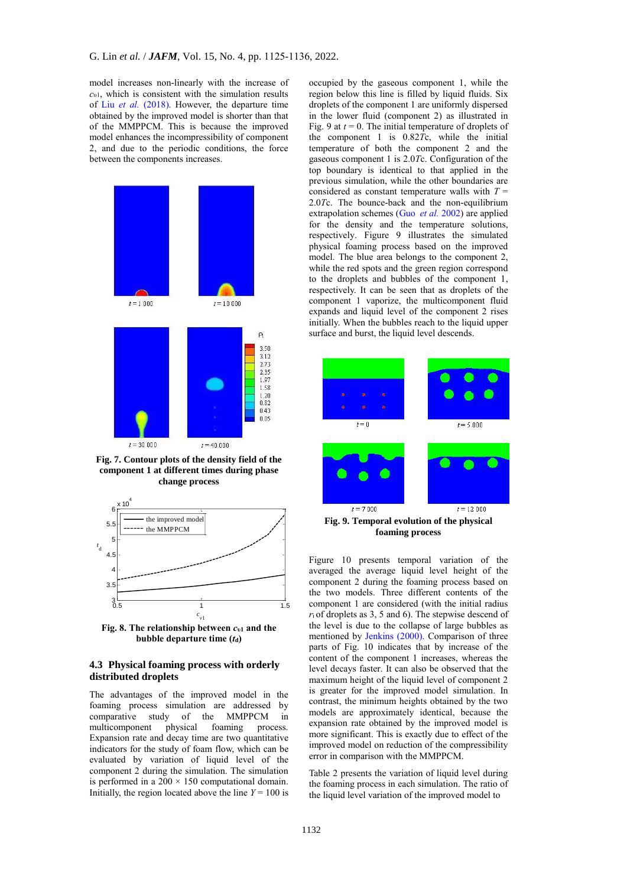model increases non-linearly with the increase of $c_{v1}$, which is consistent with the simulation results of Liu *et al.* (2018). However, the departure time obtained by the improved model is shorter than that of the MMPPCM. This is because the improved model enhances the incompressibility of component 2, and due to the periodic conditions, the force between the components increases.

$t = 1\,000$

$t = 10\,000$

$t = 30\,000$

$t = 40\,000$

$\rho_1$

3.50
3.12
2.73
2.35
1.97
1.58
1.20
0.82
0.43
0.05

**Fig. 7. Contour plots of the density field of the component 1 at different times during phase change process**

x 10^4

6
5.5
5
4.5
4
3.5
3

$t_d$

0.5
1
1.5

$c_{v1}$

the improved model
the MMPPCM

**Fig. 8. The relationship between $c_{v1}$ and the bubble departure time ($t_d$)**

### 4.3 Physical foaming process with orderly distributed droplets

The advantages of the improved model in the foaming process simulation are addressed by comparative study of the MMPPCM in multicomponent physical foaming process. Expansion rate and decay time are two quantitative indicators for the study of foam flow, which can be evaluated by variation of liquid level of the component 2 during the simulation. The simulation is performed in a 200 × 150 computational domain. Initially, the region located above the line $Y = 100$ is occupied by the gaseous component 1, while the region below this line is filled by liquid fluids. Six droplets of the component 1 are uniformly dispersed in the lower fluid (component 2) as illustrated in Fig. 9 at $t = 0$. The initial temperature of droplets of the component 1 is $0.82Tc$, while the initial temperature of both the component 2 and the gaseous component 1 is $2.0Tc$. Configuration of the top boundary is identical to that applied in the previous simulation, while the other boundaries are considered as constant temperature walls with $T = 2.0Tc$. The bounce-back and the non-equilibrium extrapolation schemes (Guo *et al.* 2002) are applied for the density and the temperature solutions, respectively. Figure 9 illustrates the simulated physical foaming process based on the improved model. The blue area belongs to the component 2, while the red spots and the green region correspond to the droplets and bubbles of the component 1, respectively. It can be seen that as droplets of the component 1 vaporize, the multicomponent fluid expands and liquid level of the component 2 rises initially. When the bubbles reach to the liquid upper surface and burst, the liquid level descends.

$t = 0$

$t = 5\,000$

$t = 7\,000$

$t = 12\,000$

**Fig. 9. Temporal evolution of the physical foaming process**

Figure 10 presents temporal variation of the averaged the average liquid level height of the component 2 during the foaming process based on the two models. Three different contents of the component 1 are considered (with the initial radius $r_1$ of droplets as 3, 5 and 6). The stepwise descend of the level is due to the collapse of large bubbles as mentioned by Jenkins (2000). Comparison of three parts of Fig. 10 indicates that by increase of the content of the component 1 increases, whereas the level decays faster. It can also be observed that the maximum height of the liquid level of component 2 is greater for the improved model simulation. In contrast, the minimum heights obtained by the two models are approximately identical, because the expansion rate obtained by the improved model is more significant. This is exactly due to effect of the improved model on reduction of the compressibility error in comparison with the MMPPCM.

Table 2 presents the variation of liquid level during the foaming process in each simulation. The ratio of the liquid level variation of the improved model to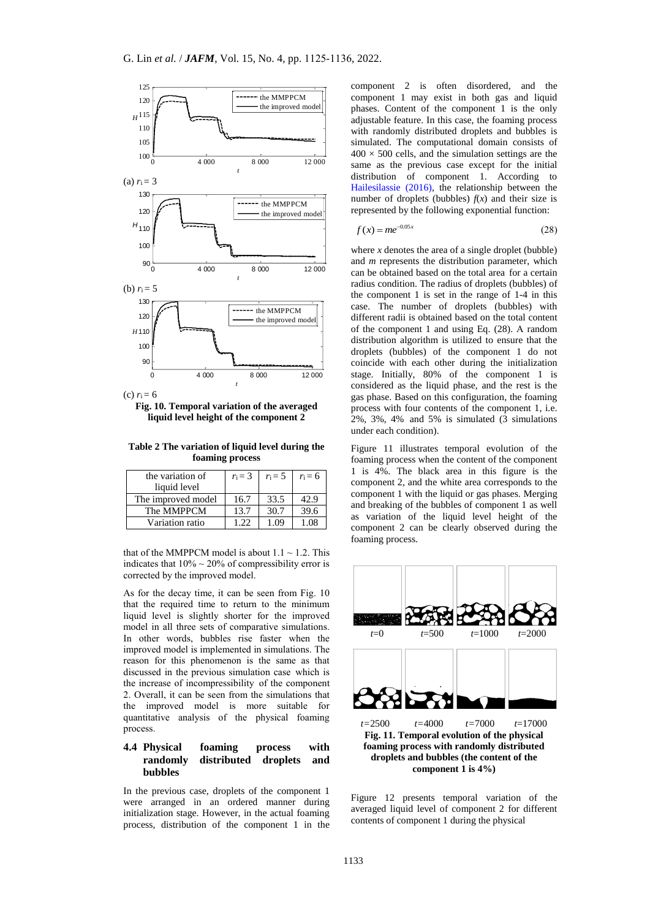125
120
$H$115
110
105
100
0 4 000 8 000 12 000
$t$
the MMPPCM
the improved model

(a) $r_i = 3$

130
120
$H$110
100
90
0 4 000 8 000 12 000
$t$
the MMPPCM
the improved model

(b) $r_i = 5$

130
120
$H$110
100
90
0 4 000 8 000 12 000
$t$
the MMPPCM
the improved model

(c) $r_i = 6$

**Fig. 10. Temporal variation of the averaged liquid level height of the component 2**

**Table 2 The variation of liquid level during the foaming process**

| the variation of liquid level | $r_i = 3$ | $r_i = 5$ | $r_i = 6$ |
|---|---|---|---|
| The improved model | 16.7 | 33.5 | 42.9 |
| The MMPPCM | 13.7 | 30.7 | 39.6 |
| Variation ratio | 1.22 | 1.09 | 1.08 |

that of the MMPPCM model is about 1.1 ~ 1.2. This indicates that 10% ~ 20% of compressibility error is corrected by the improved model.

As for the decay time, it can be seen from Fig. 10 that the required time to return to the minimum liquid level is slightly shorter for the improved model in all three sets of comparative simulations. In other words, bubbles rise faster when the improved model is implemented in simulations. The reason for this phenomenon is the same as that discussed in the previous simulation case which is the increase of incompressibility of the component 2. Overall, it can be seen from the simulations that the improved model is more suitable for quantitative analysis of the physical foaming process.

### 4.4 Physical foaming process with randomly distributed droplets and bubbles

In the previous case, droplets of the component 1 were arranged in an ordered manner during initialization stage. However, in the actual foaming process, distribution of the component 1 in the component 2 is often disordered, and the component 1 may exist in both gas and liquid phases. Content of the component 1 is the only adjustable feature. In this case, the foaming process with randomly distributed droplets and bubbles is simulated. The computational domain consists of 400 × 500 cells, and the simulation settings are the same as the previous case except for the initial distribution of component 1. According to Hailesilassie (2016), the relationship between the number of droplets (bubbles) $f(x)$ and their size is represented by the following exponential function:

$$f(x) = me^{-0.05x} \tag{28}$$

where $x$ denotes the area of a single droplet (bubble) and $m$ represents the distribution parameter, which can be obtained based on the total area for a certain radius condition. The radius of droplets (bubbles) of the component 1 is set in the range of 1-4 in this case. The number of droplets (bubbles) with different radii is obtained based on the total content of the component 1 and using Eq. (28). A random distribution algorithm is utilized to ensure that the droplets (bubbles) of the component 1 do not coincide with each other during the initialization stage. Initially, 80% of the component 1 is considered as the liquid phase, and the rest is the gas phase. Based on this configuration, the foaming process with four contents of the component 1, i.e. 2%, 3%, 4% and 5% is simulated (3 simulations under each condition).

Figure 11 illustrates temporal evolution of the foaming process when the content of the component 1 is 4%. The black area in this figure is the component 2, and the white area corresponds to the component 1 with the liquid or gas phases. Merging and breaking of the bubbles of component 1 as well as variation of the liquid level height of the component 2 can be clearly observed during the foaming process.

$t$=0 $t$=500 $t$=1000 $t$=2000

$t$=2500 $t$=4000 $t$=7000 $t$=17000

**Fig. 11. Temporal evolution of the physical foaming process with randomly distributed droplets and bubbles (the content of the component 1 is 4%)**

Figure 12 presents temporal variation of the averaged liquid level of component 2 for different contents of component 1 during the physical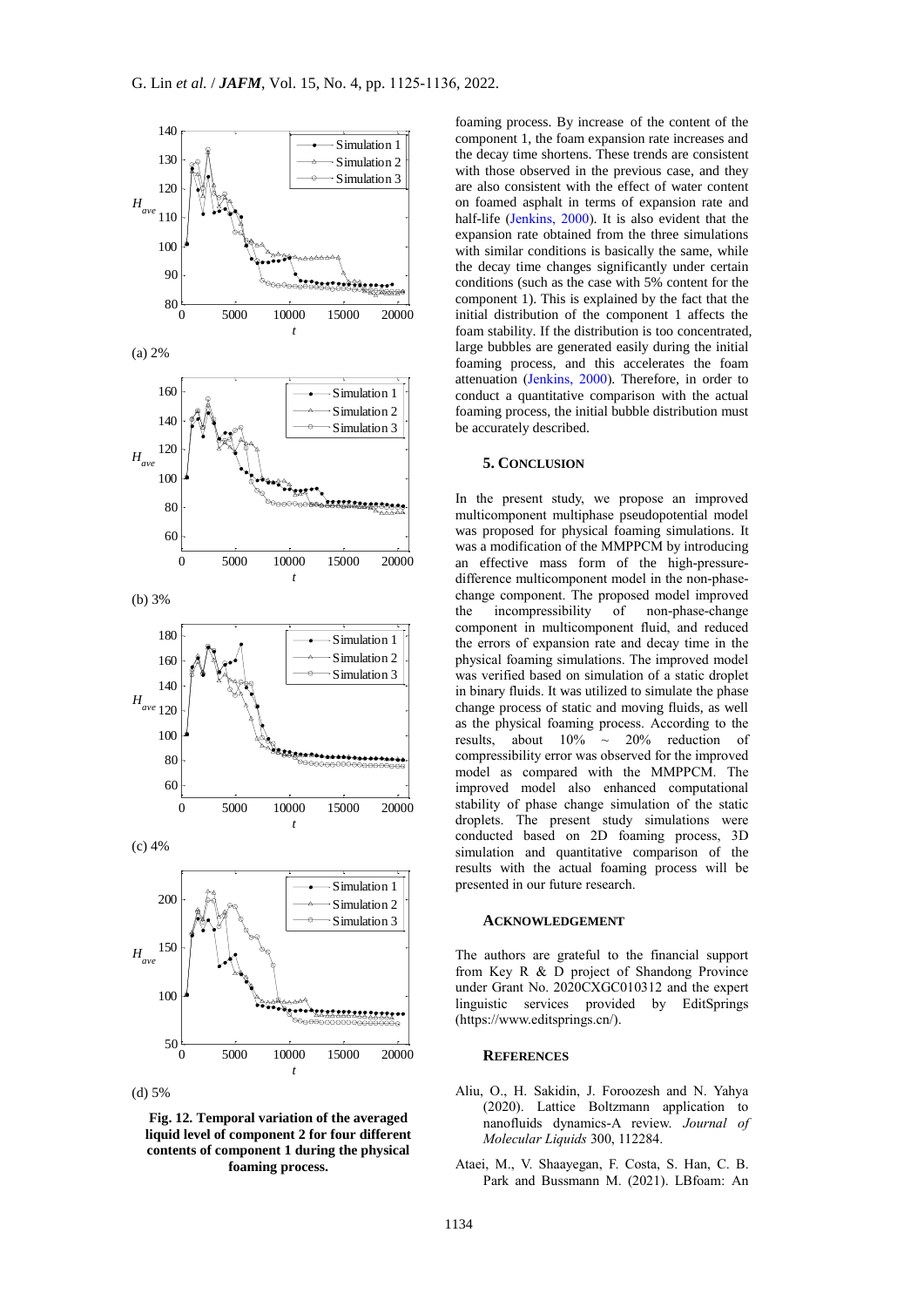(a) 2%

(b) 3%

(c) 4%

(d) 5%

**Fig. 12. Temporal variation of the averaged liquid level of component 2 for four different contents of component 1 during the physical foaming process.**

foaming process. By increase of the content of the component 1, the foam expansion rate increases and the decay time shortens. These trends are consistent with those observed in the previous case, and they are also consistent with the effect of water content on foamed asphalt in terms of expansion rate and half-life (Jenkins, 2000). It is also evident that the expansion rate obtained from the three simulations with similar conditions is basically the same, while the decay time changes significantly under certain conditions (such as the case with 5% content for the component 1). This is explained by the fact that the initial distribution of the component 1 affects the foam stability. If the distribution is too concentrated, large bubbles are generated easily during the initial foaming process, and this accelerates the foam attenuation (Jenkins, 2000). Therefore, in order to conduct a quantitative comparison with the actual foaming process, the initial bubble distribution must be accurately described.

## 5. CONCLUSION

In the present study, we propose an improved multicomponent multiphase pseudopotential model was proposed for physical foaming simulations. It was a modification of the MMPPCM by introducing an effective mass form of the high-pressure-difference multicomponent model in the non-phase-change component. The proposed model improved the incompressibility of non-phase-change component in multicomponent fluid, and reduced the errors of expansion rate and decay time in the physical foaming simulations. The improved model was verified based on simulation of a static droplet in binary fluids. It was utilized to simulate the phase change process of static and moving fluids, as well as the physical foaming process. According to the results, about 10% ~ 20% reduction of compressibility error was observed for the improved model as compared with the MMPPCM. The improved model also enhanced computational stability of phase change simulation of the static droplets. The present study simulations were conducted based on 2D foaming process, 3D simulation and quantitative comparison of the results with the actual foaming process will be presented in our future research.

## ACKNOWLEDGEMENT

The authors are grateful to the financial support from Key R & D project of Shandong Province under Grant No. 2020CXGC010312 and the expert linguistic services provided by EditSprings (https://www.editsprings.cn/).

## REFERENCES

Aliu, O., H. Sakidin, J. Foroozesh and N. Yahya (2020). Lattice Boltzmann application to nanofluids dynamics-A review. *Journal of Molecular Liquids* 300, 112284.

Ataei, M., V. Shaayegan, F. Costa, S. Han, C. B. Park and Bussmann M. (2021). LBfoam: An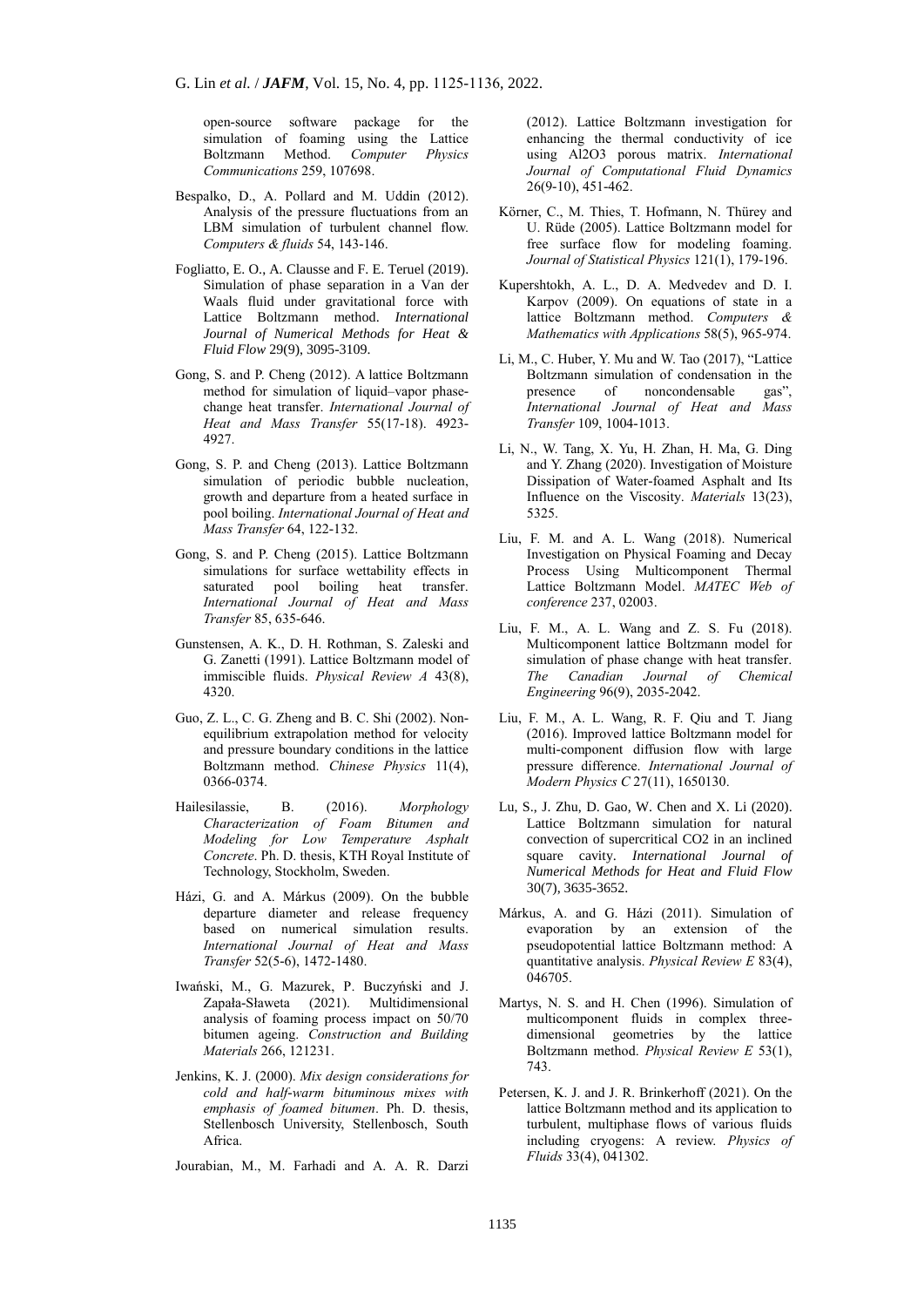open-source software package for the simulation of foaming using the Lattice Boltzmann Method. *Computer Physics Communications* 259, 107698.

Bespalko, D., A. Pollard and M. Uddin (2012). Analysis of the pressure fluctuations from an LBM simulation of turbulent channel flow. *Computers & fluids* 54, 143-146.

Fogliatto, E. O., A. Clausse and F. E. Teruel (2019). Simulation of phase separation in a Van der Waals fluid under gravitational force with Lattice Boltzmann method. *International Journal of Numerical Methods for Heat & Fluid Flow* 29(9), 3095-3109.

Gong, S. and P. Cheng (2012). A lattice Boltzmann method for simulation of liquid–vapor phase-change heat transfer. *International Journal of Heat and Mass Transfer* 55(17-18). 4923-4927.

Gong, S. P. and Cheng (2013). Lattice Boltzmann simulation of periodic bubble nucleation, growth and departure from a heated surface in pool boiling. *International Journal of Heat and Mass Transfer* 64, 122-132.

Gong, S. and P. Cheng (2015). Lattice Boltzmann simulations for surface wettability effects in saturated pool boiling heat transfer. *International Journal of Heat and Mass Transfer* 85, 635-646.

Gunstensen, A. K., D. H. Rothman, S. Zaleski and G. Zanetti (1991). Lattice Boltzmann model of immiscible fluids. *Physical Review A* 43(8), 4320.

Guo, Z. L., C. G. Zheng and B. C. Shi (2002). Non-equilibrium extrapolation method for velocity and pressure boundary conditions in the lattice Boltzmann method. *Chinese Physics* 11(4), 0366-0374.

Hailesilassie, B. (2016). *Morphology Characterization of Foam Bitumen and Modeling for Low Temperature Asphalt Concrete*. Ph. D. thesis, KTH Royal Institute of Technology, Stockholm, Sweden.

Házi, G. and A. Márkus (2009). On the bubble departure diameter and release frequency based on numerical simulation results. *International Journal of Heat and Mass Transfer* 52(5-6), 1472-1480.

Iwański, M., G. Mazurek, P. Buczyński and J. Zapała-Sławeta (2021). Multidimensional analysis of foaming process impact on 50/70 bitumen ageing. *Construction and Building Materials* 266, 121231.

Jenkins, K. J. (2000). *Mix design considerations for cold and half-warm bituminous mixes with emphasis of foamed bitumen*. Ph. D. thesis, Stellenbosch University, Stellenbosch, South Africa.

Jourabian, M., M. Farhadi and A. A. R. Darzi (2012). Lattice Boltzmann investigation for enhancing the thermal conductivity of ice using Al2O3 porous matrix. *International Journal of Computational Fluid Dynamics* 26(9-10), 451-462.

Körner, C., M. Thies, T. Hofmann, N. Thürey and U. Rüde (2005). Lattice Boltzmann model for free surface flow for modeling foaming. *Journal of Statistical Physics* 121(1), 179-196.

Kupershtokh, A. L., D. A. Medvedev and D. I. Karpov (2009). On equations of state in a lattice Boltzmann method. *Computers & Mathematics with Applications* 58(5), 965-974.

Li, M., C. Huber, Y. Mu and W. Tao (2017), "Lattice Boltzmann simulation of condensation in the presence of noncondensable gas", *International Journal of Heat and Mass Transfer* 109, 1004-1013.

Li, N., W. Tang, X. Yu, H. Zhan, H. Ma, G. Ding and Y. Zhang (2020). Investigation of Moisture Dissipation of Water-foamed Asphalt and Its Influence on the Viscosity. *Materials* 13(23), 5325.

Liu, F. M. and A. L. Wang (2018). Numerical Investigation on Physical Foaming and Decay Process Using Multicomponent Thermal Lattice Boltzmann Model. *MATEC Web of conference* 237, 02003.

Liu, F. M., A. L. Wang and Z. S. Fu (2018). Multicomponent lattice Boltzmann model for simulation of phase change with heat transfer. *The Canadian Journal of Chemical Engineering* 96(9), 2035-2042.

Liu, F. M., A. L. Wang, R. F. Qiu and T. Jiang (2016). Improved lattice Boltzmann model for multi-component diffusion flow with large pressure difference. *International Journal of Modern Physics C* 27(11), 1650130.

Lu, S., J. Zhu, D. Gao, W. Chen and X. Li (2020). Lattice Boltzmann simulation for natural convection of supercritical CO2 in an inclined square cavity. *International Journal of Numerical Methods for Heat and Fluid Flow* 30(7), 3635-3652.

Márkus, A. and G. Házi (2011). Simulation of evaporation by an extension of the pseudopotential lattice Boltzmann method: A quantitative analysis. *Physical Review E* 83(4), 046705.

Martys, N. S. and H. Chen (1996). Simulation of multicomponent fluids in complex three-dimensional geometries by the lattice Boltzmann method. *Physical Review E* 53(1), 743.

Petersen, K. J. and J. R. Brinkerhoff (2021). On the lattice Boltzmann method and its application to turbulent, multiphase flows of various fluids including cryogens: A review. *Physics of Fluids* 33(4), 041302.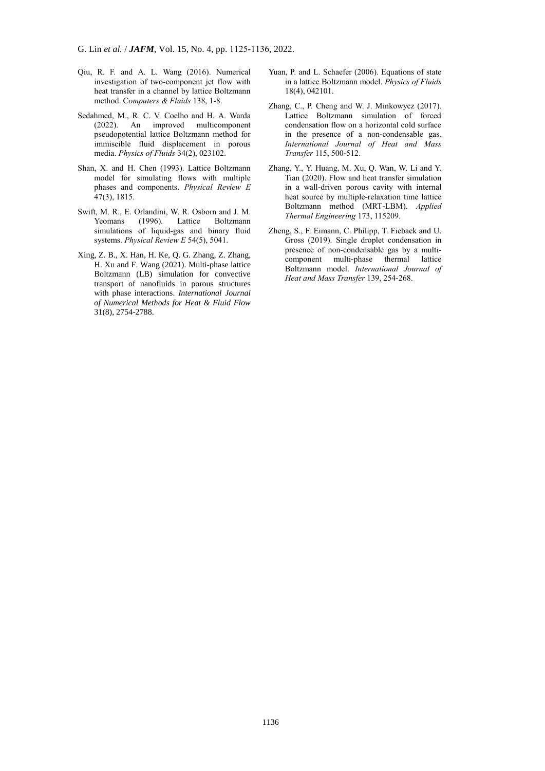Qiu, R. F. and A. L. Wang (2016). Numerical investigation of two-component jet flow with heat transfer in a channel by lattice Boltzmann method. *Computers & Fluids* 138, 1-8.

Sedahmed, M., R. C. V. Coelho and H. A. Warda (2022). An improved multicomponent pseudopotential lattice Boltzmann method for immiscible fluid displacement in porous media. *Physics of Fluids* 34(2), 023102.

Shan, X. and H. Chen (1993). Lattice Boltzmann model for simulating flows with multiple phases and components. *Physical Review E* 47(3), 1815.

Swift, M. R., E. Orlandini, W. R. Osborn and J. M. Yeomans (1996). Lattice Boltzmann simulations of liquid-gas and binary fluid systems. *Physical Review E* 54(5), 5041.

Xing, Z. B., X. Han, H. Ke, Q. G. Zhang, Z. Zhang, H. Xu and F. Wang (2021). Multi-phase lattice Boltzmann (LB) simulation for convective transport of nanofluids in porous structures with phase interactions. *International Journal of Numerical Methods for Heat & Fluid Flow* 31(8), 2754-2788.

Yuan, P. and L. Schaefer (2006). Equations of state in a lattice Boltzmann model. *Physics of Fluids* 18(4), 042101.

Zhang, C., P. Cheng and W. J. Minkowycz (2017). Lattice Boltzmann simulation of forced condensation flow on a horizontal cold surface in the presence of a non-condensable gas. *International Journal of Heat and Mass Transfer* 115, 500-512.

Zhang, Y., Y. Huang, M. Xu, Q. Wan, W. Li and Y. Tian (2020). Flow and heat transfer simulation in a wall-driven porous cavity with internal heat source by multiple-relaxation time lattice Boltzmann method (MRT-LBM). *Applied Thermal Engineering* 173, 115209.

Zheng, S., F. Eimann, C. Philipp, T. Fieback and U. Gross (2019). Single droplet condensation in presence of non-condensable gas by a multi-component multi-phase thermal lattice Boltzmann model. *International Journal of Heat and Mass Transfer* 139, 254-268.